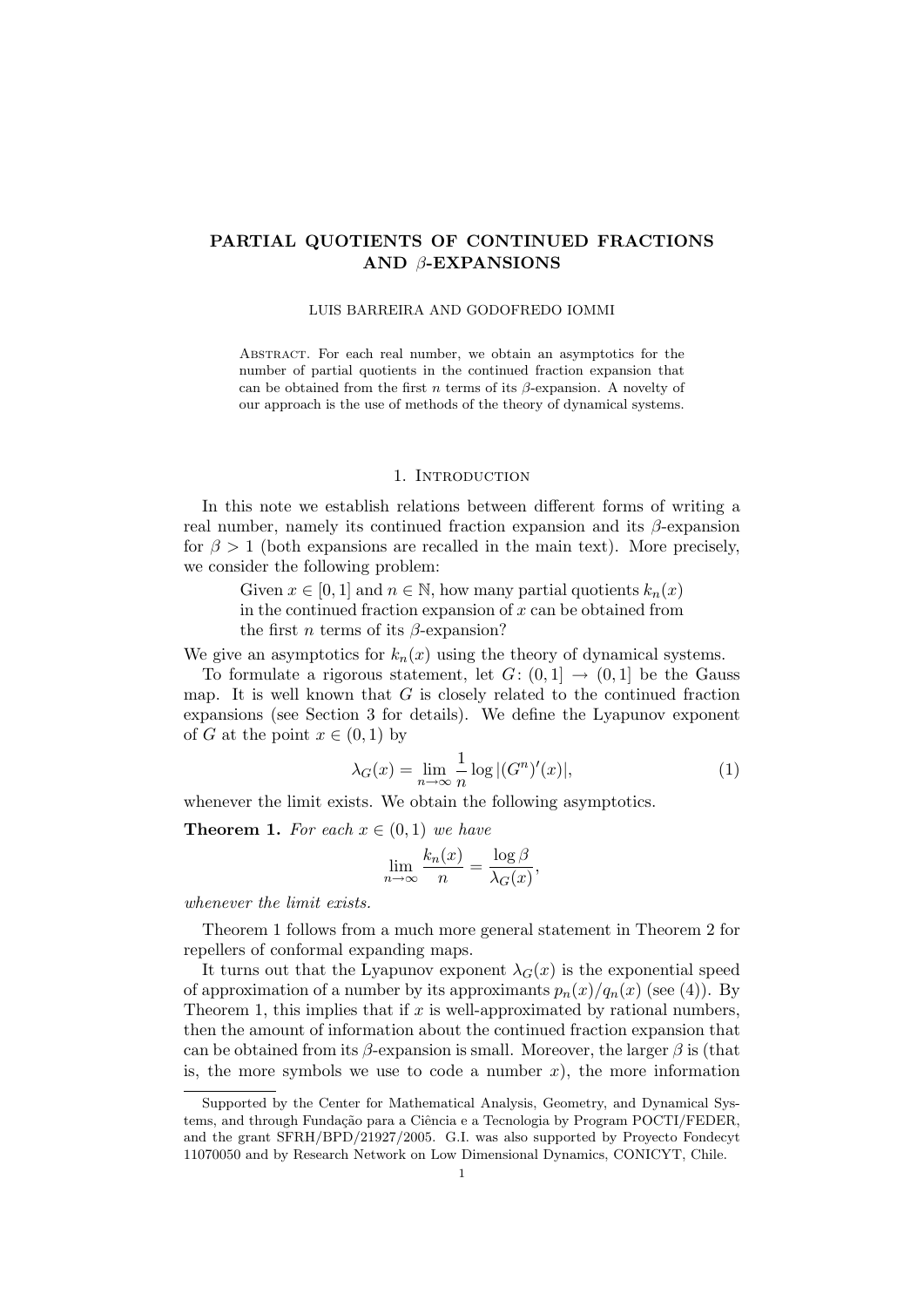# PARTIAL QUOTIENTS OF CONTINUED FRACTIONS AND $\beta$-EXPANSIONS

LUIS BARREIRA AND GODOFREDO IOMMI

Abstract. For each real number, we obtain an asymptotics for the number of partial quotients in the continued fraction expansion that can be obtained from the first $n$ terms of its $\beta$-expansion. A novelty of our approach is the use of methods of the theory of dynamical systems.

## 1. Introduction

In this note we establish relations between different forms of writing a real number, namely its continued fraction expansion and its $\beta$-expansion for $\beta > 1$ (both expansions are recalled in the main text). More precisely, we consider the following problem:

> Given $x \in [0, 1]$ and $n \in \mathbb{N}$, how many partial quotients $k_n(x)$ in the continued fraction expansion of $x$ can be obtained from the first $n$ terms of its $\beta$-expansion?

We give an asymptotics for $k_n(x)$ using the theory of dynamical systems.

To formulate a rigorous statement, let $G\colon (0, 1] \to (0, 1]$ be the Gauss map. It is well known that $G$ is closely related to the continued fraction expansions (see Section 3 for details). We define the Lyapunov exponent of $G$ at the point $x \in (0, 1)$ by

$$\lambda_G(x) = \lim_{n\to\infty} \frac{1}{n} \log |(G^n)'(x)|, \tag{1}$$

whenever the limit exists. We obtain the following asymptotics.

**Theorem 1.** *For each $x \in (0, 1)$ we have*

$$\lim_{n\to\infty} \frac{k_n(x)}{n} = \frac{\log \beta}{\lambda_G(x)},$$

*whenever the limit exists.*

Theorem 1 follows from a much more general statement in Theorem 2 for repellers of conformal expanding maps.

It turns out that the Lyapunov exponent $\lambda_G(x)$ is the exponential speed of approximation of a number by its approximants $p_n(x)/q_n(x)$ (see (4)). By Theorem 1, this implies that if $x$ is well-approximated by rational numbers, then the amount of information about the continued fraction expansion that can be obtained from its $\beta$-expansion is small. Moreover, the larger $\beta$ is (that is, the more symbols we use to code a number $x$), the more information

Supported by the Center for Mathematical Analysis, Geometry, and Dynamical Systems, and through Fundação para a Ciência e a Tecnologia by Program POCTI/FEDER, and the grant SFRH/BPD/21927/2005. G.I. was also supported by Proyecto Fondecyt 11070050 and by Research Network on Low Dimensional Dynamics, CONICYT, Chile.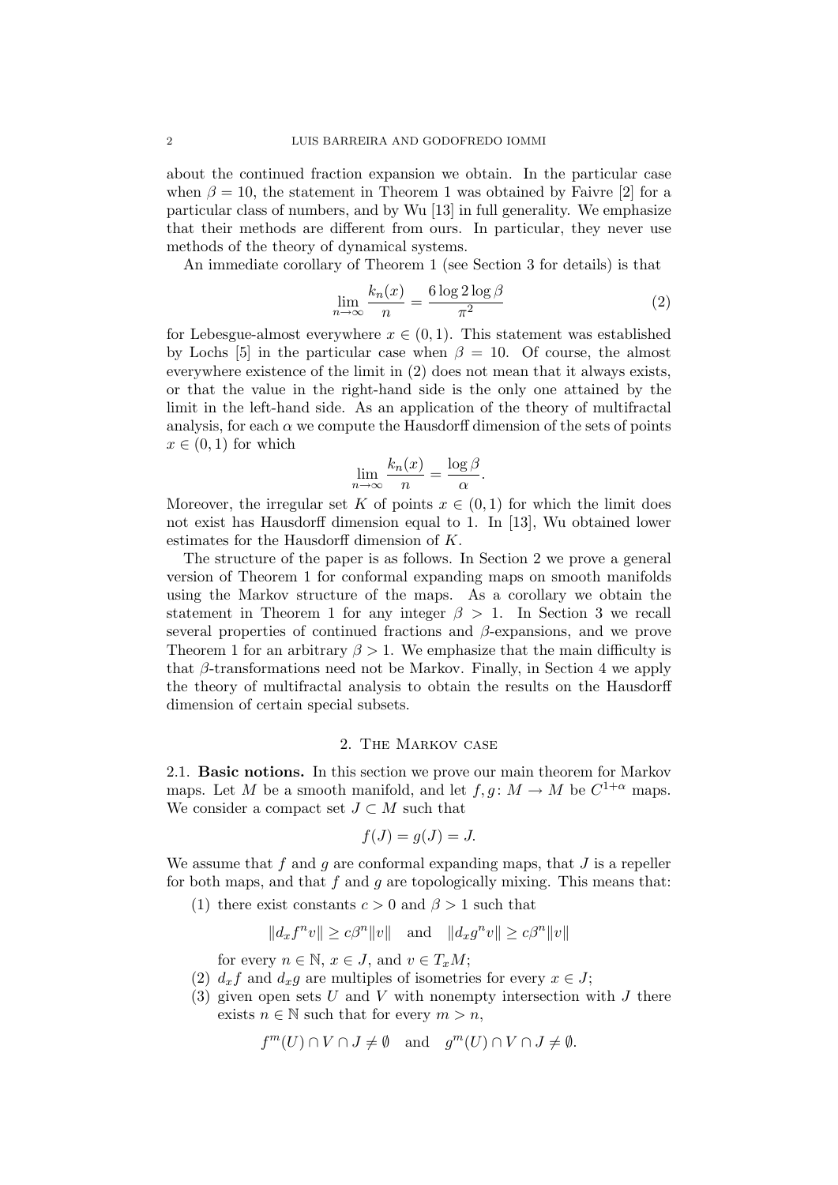about the continued fraction expansion we obtain. In the particular case when $\beta = 10$, the statement in Theorem 1 was obtained by Faivre [2] for a particular class of numbers, and by Wu [13] in full generality. We emphasize that their methods are different from ours. In particular, they never use methods of the theory of dynamical systems.

An immediate corollary of Theorem 1 (see Section 3 for details) is that

$$\lim_{n\to\infty} \frac{k_n(x)}{n} = \frac{6 \log 2 \log \beta}{\pi^2} \tag{2}$$

for Lebesgue-almost everywhere $x \in (0,1)$. This statement was established by Lochs [5] in the particular case when $\beta = 10$. Of course, the almost everywhere existence of the limit in (2) does not mean that it always exists, or that the value in the right-hand side is the only one attained by the limit in the left-hand side. As an application of the theory of multifractal analysis, for each $\alpha$ we compute the Hausdorff dimension of the sets of points $x \in (0,1)$ for which

$$\lim_{n\to\infty} \frac{k_n(x)}{n} = \frac{\log \beta}{\alpha}.$$

Moreover, the irregular set $K$ of points $x \in (0,1)$ for which the limit does not exist has Hausdorff dimension equal to 1. In [13], Wu obtained lower estimates for the Hausdorff dimension of $K$.

The structure of the paper is as follows. In Section 2 we prove a general version of Theorem 1 for conformal expanding maps on smooth manifolds using the Markov structure of the maps. As a corollary we obtain the statement in Theorem 1 for any integer $\beta > 1$. In Section 3 we recall several properties of continued fractions and $\beta$-expansions, and we prove Theorem 1 for an arbitrary $\beta > 1$. We emphasize that the main difficulty is that $\beta$-transformations need not be Markov. Finally, in Section 4 we apply the theory of multifractal analysis to obtain the results on the Hausdorff dimension of certain special subsets.

## 2. The Markov case

**2.1. Basic notions.** In this section we prove our main theorem for Markov maps. Let $M$ be a smooth manifold, and let $f, g \colon M \to M$ be $C^{1+\alpha}$ maps. We consider a compact set $J \subset M$ such that

$$f(J) = g(J) = J.$$

We assume that $f$ and $g$ are conformal expanding maps, that $J$ is a repeller for both maps, and that $f$ and $g$ are topologically mixing. This means that:

1. there exist constants $c > 0$ and $\beta > 1$ such that
$$\|d_x f^n v\| \geq c\beta^n \|v\| \quad \text{and} \quad \|d_x g^n v\| \geq c\beta^n \|v\|$$
for every $n \in \mathbb{N}$, $x \in J$, and $v \in T_x M$;
2. $d_x f$ and $d_x g$ are multiples of isometries for every $x \in J$;
3. given open sets $U$ and $V$ with nonempty intersection with $J$ there exists $n \in \mathbb{N}$ such that for every $m > n$,
$$f^m(U) \cap V \cap J \neq \emptyset \quad \text{and} \quad g^m(U) \cap V \cap J \neq \emptyset.$$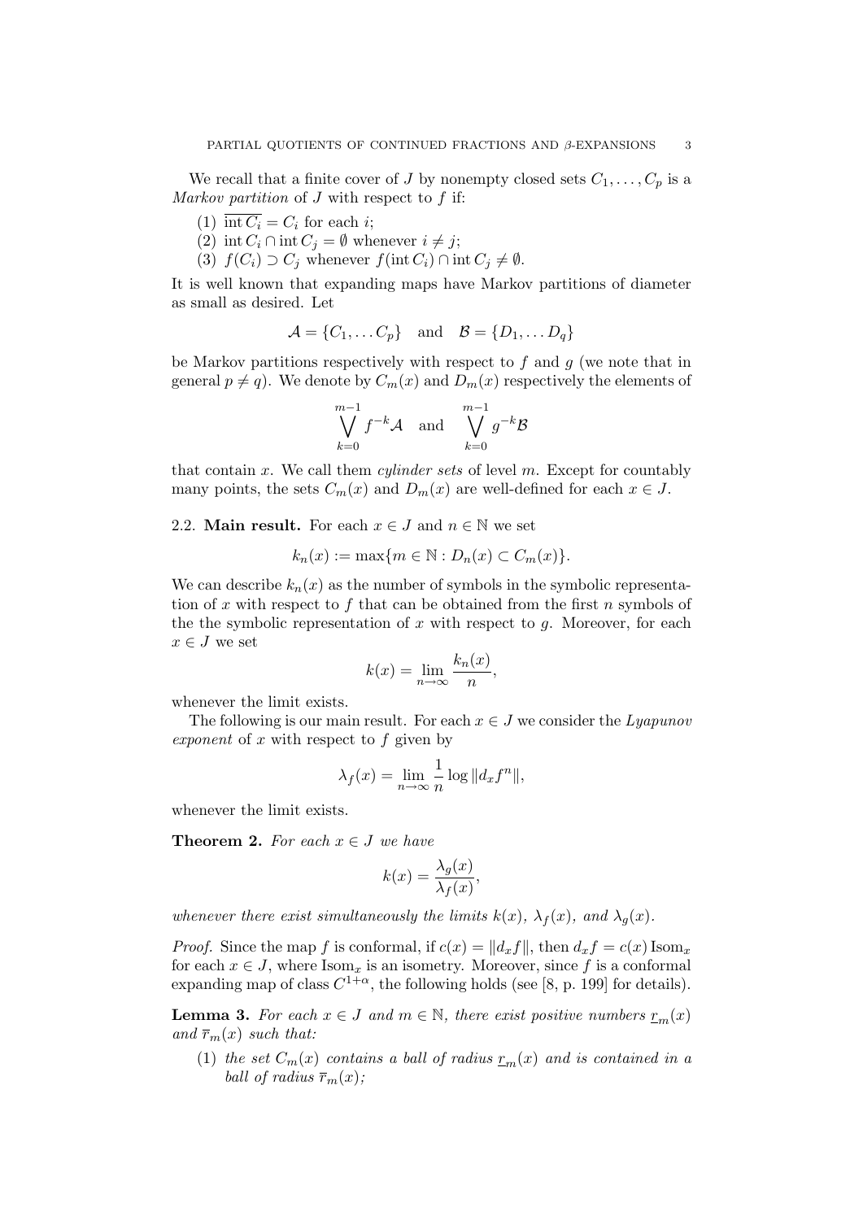We recall that a finite cover of $J$ by nonempty closed sets $C_1, \dots, C_p$ is a *Markov partition* of $J$ with respect to $f$ if:

1. $\overline{\operatorname{int} C_i} = C_i$ for each $i$;
2. $\operatorname{int} C_i \cap \operatorname{int} C_j = \emptyset$ whenever $i \neq j$;
3. $f(C_i) \supset C_j$ whenever $f(\operatorname{int} C_i) \cap \operatorname{int} C_j \neq \emptyset$.

It is well known that expanding maps have Markov partitions of diameter as small as desired. Let

$$\mathcal{A} = \{C_1, \dots C_p\} \quad \text{and} \quad \mathcal{B} = \{D_1, \dots D_q\}$$

be Markov partitions respectively with respect to $f$ and $g$ (we note that in general $p \neq q$). We denote by $C_m(x)$ and $D_m(x)$ respectively the elements of

$$\bigvee_{k=0}^{m-1} f^{-k}\mathcal{A} \quad \text{and} \quad \bigvee_{k=0}^{m-1} g^{-k}\mathcal{B}$$

that contain $x$. We call them *cylinder sets* of level $m$. Except for countably many points, the sets $C_m(x)$ and $D_m(x)$ are well-defined for each $x \in J$.

### 2.2. Main result.

For each $x \in J$ and $n \in \mathbb{N}$ we set

$$k_n(x) := \max\{m \in \mathbb{N} : D_n(x) \subset C_m(x)\}.$$

We can describe $k_n(x)$ as the number of symbols in the symbolic representation of $x$ with respect to $f$ that can be obtained from the first $n$ symbols of the the symbolic representation of $x$ with respect to $g$. Moreover, for each $x \in J$ we set

$$k(x) = \lim_{n\to\infty} \frac{k_n(x)}{n},$$

whenever the limit exists.

The following is our main result. For each $x \in J$ we consider the *Lyapunov exponent* of $x$ with respect to $f$ given by

$$\lambda_f(x) = \lim_{n\to\infty} \frac{1}{n} \log \|d_x f^n\|,$$

whenever the limit exists.

**Theorem 2.** *For each $x \in J$ we have*

$$k(x) = \frac{\lambda_g(x)}{\lambda_f(x)},$$

*whenever there exist simultaneously the limits $k(x)$, $\lambda_f(x)$, and $\lambda_g(x)$.*

*Proof.* Since the map $f$ is conformal, if $c(x) = \|d_x f\|$, then $d_x f = c(x) \operatorname{Isom}_x$ for each $x \in J$, where $\operatorname{Isom}_x$ is an isometry. Moreover, since $f$ is a conformal expanding map of class $C^{1+\alpha}$, the following holds (see [8, p. 199] for details).

**Lemma 3.** *For each $x \in J$ and $m \in \mathbb{N}$, there exist positive numbers $\underline{r}_m(x)$ and $\overline{r}_m(x)$ such that:*

1. *the set $C_m(x)$ contains a ball of radius $\underline{r}_m(x)$ and is contained in a ball of radius $\overline{r}_m(x)$;*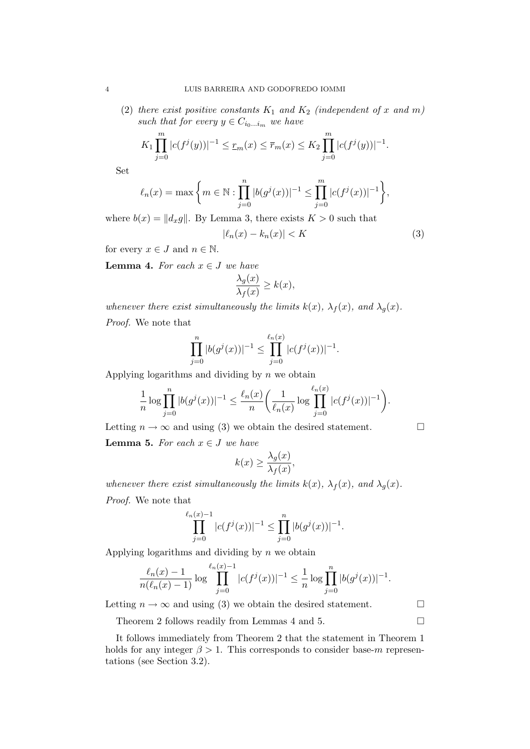(2) *there exist positive constants $K_1$ and $K_2$ (independent of $x$ and $m$) such that for every $y \in C_{i_0 \dots i_m}$ we have*

$$K_1 \prod_{j=0}^{m} |c(f^j(y))|^{-1} \leq \underline{r}_m(x) \leq \overline{r}_m(x) \leq K_2 \prod_{j=0}^{m} |c(f^j(y))|^{-1}.$$

Set

$$\ell_n(x) = \max \left\{ m \in \mathbb{N} : \prod_{j=0}^{n} |b(g^j(x))|^{-1} \leq \prod_{j=0}^{m} |c(f^j(x))|^{-1} \right\},$$

where $b(x) = \|d_x g\|$. By Lemma 3, there exists $K > 0$ such that

$$|\ell_n(x) - k_n(x)| < K \tag{3}$$

for every $x \in J$ and $n \in \mathbb{N}$.

**Lemma 4.** *For each $x \in J$ we have*

$$\frac{\lambda_g(x)}{\lambda_f(x)} \geq k(x),$$

*whenever there exist simultaneously the limits $k(x)$, $\lambda_f(x)$, and $\lambda_g(x)$.*

*Proof.* We note that

$$\prod_{j=0}^{n} |b(g^j(x))|^{-1} \leq \prod_{j=0}^{\ell_n(x)} |c(f^j(x))|^{-1}.$$

Applying logarithms and dividing by $n$ we obtain

$$\frac{1}{n} \log \prod_{j=0}^{n} |b(g^j(x))|^{-1} \leq \frac{\ell_n(x)}{n} \left( \frac{1}{\ell_n(x)} \log \prod_{j=0}^{\ell_n(x)} |c(f^j(x))|^{-1} \right).$$

Letting $n \to \infty$ and using (3) we obtain the desired statement. $\square$

**Lemma 5.** *For each $x \in J$ we have*

$$k(x) \geq \frac{\lambda_g(x)}{\lambda_f(x)},$$

*whenever there exist simultaneously the limits $k(x)$, $\lambda_f(x)$, and $\lambda_g(x)$.*

*Proof.* We note that

$$\prod_{j=0}^{\ell_n(x)-1} |c(f^j(x))|^{-1} \leq \prod_{j=0}^{n} |b(g^j(x))|^{-1}.$$

Applying logarithms and dividing by $n$ we obtain

$$\frac{\ell_n(x) - 1}{n(\ell_n(x) - 1)} \log \prod_{j=0}^{\ell_n(x)-1} |c(f^j(x))|^{-1} \leq \frac{1}{n} \log \prod_{j=0}^{n} |b(g^j(x))|^{-1}.$$

Letting $n \to \infty$ and using (3) we obtain the desired statement. $\square$

Theorem 2 follows readily from Lemmas 4 and 5. $\square$

It follows immediately from Theorem 2 that the statement in Theorem 1 holds for any integer $\beta > 1$. This corresponds to consider base-$m$ representations (see Section 3.2).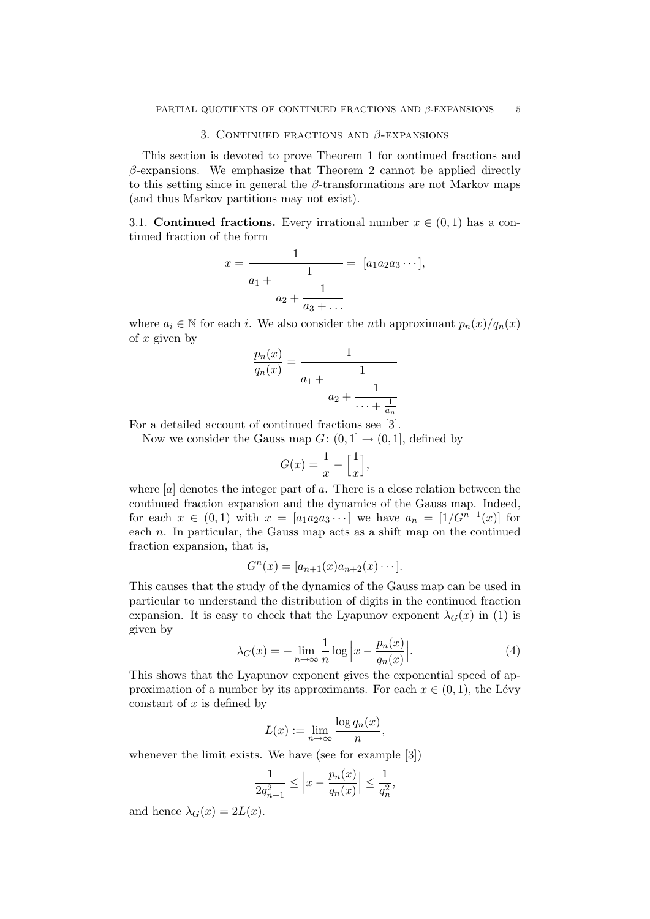## 3. Continued fractions and $\beta$-expansions

This section is devoted to prove Theorem 1 for continued fractions and $\beta$-expansions. We emphasize that Theorem 2 cannot be applied directly to this setting since in general the $\beta$-transformations are not Markov maps (and thus Markov partitions may not exist).

### 3.1. **Continued fractions.**

Every irrational number $x \in (0,1)$ has a continued fraction of the form

$$x = \cfrac{1}{a_1 + \cfrac{1}{a_2 + \cfrac{1}{a_3 + \dots}}} = [a_1 a_2 a_3 \cdots],$$

where $a_i \in \mathbb{N}$ for each $i$. We also consider the $n$th approximant $p_n(x)/q_n(x)$ of $x$ given by

$$\frac{p_n(x)}{q_n(x)} = \cfrac{1}{a_1 + \cfrac{1}{a_2 + \cfrac{1}{\dots + \frac{1}{a_n}}}}$$

For a detailed account of continued fractions see [3].

Now we consider the Gauss map $G\colon (0,1] \to (0,1]$, defined by

$$G(x) = \frac{1}{x} - \Big[\frac{1}{x}\Big],$$

where $[a]$ denotes the integer part of $a$. There is a close relation between the continued fraction expansion and the dynamics of the Gauss map. Indeed, for each $x \in (0,1)$ with $x = [a_1 a_2 a_3 \cdots]$ we have $a_n = [1/G^{n-1}(x)]$ for each $n$. In particular, the Gauss map acts as a shift map on the continued fraction expansion, that is,

$$G^n(x) = [a_{n+1}(x) a_{n+2}(x) \cdots].$$

This causes that the study of the dynamics of the Gauss map can be used in particular to understand the distribution of digits in the continued fraction expansion. It is easy to check that the Lyapunov exponent $\lambda_G(x)$ in (1) is given by

$$\lambda_G(x) = -\lim_{n\to\infty} \frac{1}{n} \log \Big| x - \frac{p_n(x)}{q_n(x)} \Big|. \tag{4}$$

This shows that the Lyapunov exponent gives the exponential speed of approximation of a number by its approximants. For each $x \in (0,1)$, the Lévy constant of $x$ is defined by

$$L(x) := \lim_{n\to\infty} \frac{\log q_n(x)}{n},$$

whenever the limit exists. We have (see for example [3])

$$\frac{1}{2q_{n+1}^2} \le \Big| x - \frac{p_n(x)}{q_n(x)} \Big| \le \frac{1}{q_n^2},$$

and hence $\lambda_G(x) = 2L(x)$.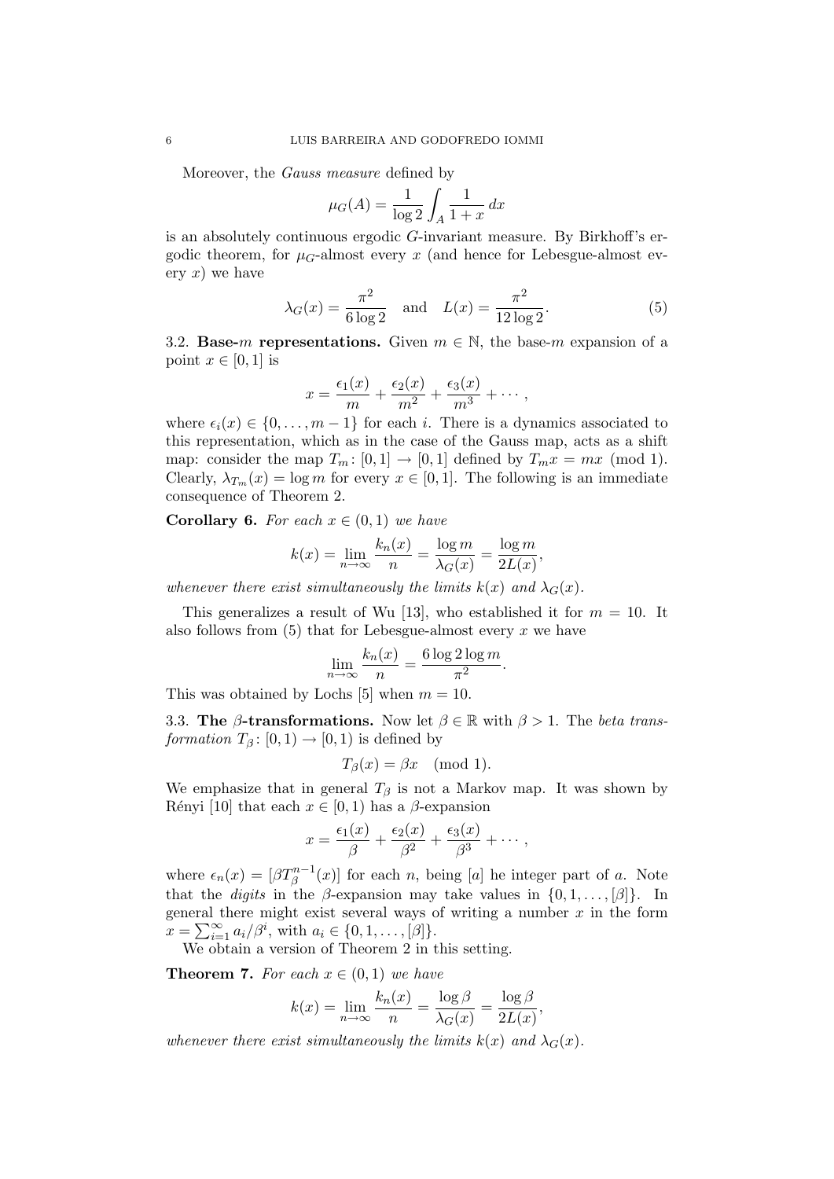Moreover, the *Gauss measure* defined by

$$\mu_G(A) = \frac{1}{\log 2} \int_A \frac{1}{1+x}\, dx$$

is an absolutely continuous ergodic $G$-invariant measure. By Birkhoff's ergodic theorem, for $\mu_G$-almost every $x$ (and hence for Lebesgue-almost every $x$) we have

$$\lambda_G(x) = \frac{\pi^2}{6 \log 2} \quad \text{and} \quad L(x) = \frac{\pi^2}{12 \log 2}. \tag{5}$$

3.2. **Base-$m$ representations.** Given $m \in \mathbb{N}$, the base-$m$ expansion of a point $x \in [0,1]$ is

$$x = \frac{\epsilon_1(x)}{m} + \frac{\epsilon_2(x)}{m^2} + \frac{\epsilon_3(x)}{m^3} + \cdots,$$

where $\epsilon_i(x) \in \{0, \ldots, m-1\}$ for each $i$. There is a dynamics associated to this representation, which as in the case of the Gauss map, acts as a shift map: consider the map $T_m \colon [0,1] \to [0,1]$ defined by $T_m x = mx \pmod 1$. Clearly, $\lambda_{T_m}(x) = \log m$ for every $x \in [0,1]$. The following is an immediate consequence of Theorem 2.

**Corollary 6.** *For each $x \in (0,1)$ we have*

$$k(x) = \lim_{n \to \infty} \frac{k_n(x)}{n} = \frac{\log m}{\lambda_G(x)} = \frac{\log m}{2L(x)},$$

*whenever there exist simultaneously the limits $k(x)$ and $\lambda_G(x)$.*

This generalizes a result of Wu [13], who established it for $m = 10$. It also follows from (5) that for Lebesgue-almost every $x$ we have

$$\lim_{n \to \infty} \frac{k_n(x)}{n} = \frac{6 \log 2 \log m}{\pi^2}.$$

This was obtained by Lochs [5] when $m = 10$.

3.3. **The $\beta$-transformations.** Now let $\beta \in \mathbb{R}$ with $\beta > 1$. The *beta transformation* $T_\beta \colon [0,1) \to [0,1)$ is defined by

$$T_\beta(x) = \beta x \pmod 1.$$

We emphasize that in general $T_\beta$ is not a Markov map. It was shown by Rényi [10] that each $x \in [0,1)$ has a $\beta$-expansion

$$x = \frac{\epsilon_1(x)}{\beta} + \frac{\epsilon_2(x)}{\beta^2} + \frac{\epsilon_3(x)}{\beta^3} + \cdots,$$

where $\epsilon_n(x) = [\beta T_\beta^{n-1}(x)]$ for each $n$, being $[a]$ he integer part of $a$. Note that the *digits* in the $\beta$-expansion may take values in $\{0, 1, \ldots, [\beta]\}$. In general there might exist several ways of writing a number $x$ in the form $x = \sum_{i=1}^{\infty} a_i/\beta^i$, with $a_i \in \{0, 1, \ldots, [\beta]\}$.

We obtain a version of Theorem 2 in this setting.

**Theorem 7.** *For each $x \in (0,1)$ we have*

$$k(x) = \lim_{n \to \infty} \frac{k_n(x)}{n} = \frac{\log \beta}{\lambda_G(x)} = \frac{\log \beta}{2L(x)},$$

*whenever there exist simultaneously the limits $k(x)$ and $\lambda_G(x)$.*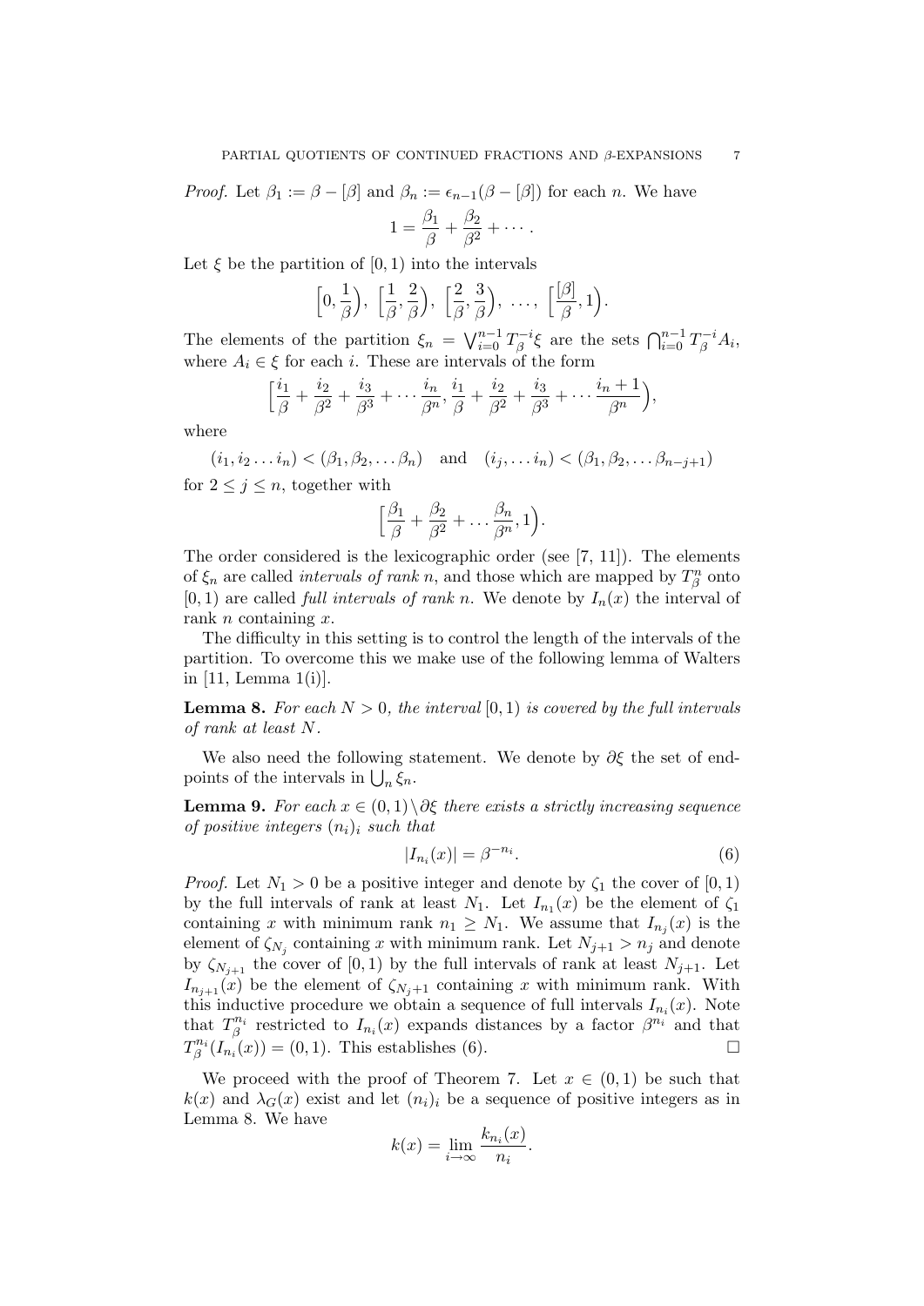*Proof.* Let $\beta_1 := \beta - [\beta]$ and $\beta_n := \epsilon_{n-1}(\beta - [\beta])$ for each $n$. We have

$$1 = \frac{\beta_1}{\beta} + \frac{\beta_2}{\beta^2} + \cdots .$$

Let $\xi$ be the partition of $[0, 1)$ into the intervals

$$\Big[0, \frac{1}{\beta}\Big), \ \Big[\frac{1}{\beta}, \frac{2}{\beta}\Big), \ \Big[\frac{2}{\beta}, \frac{3}{\beta}\Big), \ \ldots, \ \Big[\frac{[\beta]}{\beta}, 1\Big).$$

The elements of the partition $\xi_n = \bigvee_{i=0}^{n-1} T_\beta^{-i}\xi$ are the sets $\bigcap_{i=0}^{n-1} T_\beta^{-i} A_i$, where $A_i \in \xi$ for each $i$. These are intervals of the form

$$\Big[\frac{i_1}{\beta} + \frac{i_2}{\beta^2} + \frac{i_3}{\beta^3} + \cdots \frac{i_n}{\beta^n}, \frac{i_1}{\beta} + \frac{i_2}{\beta^2} + \frac{i_3}{\beta^3} + \cdots \frac{i_n + 1}{\beta^n}\Big),$$

where

$$(i_1, i_2 \ldots i_n) < (\beta_1, \beta_2, \ldots \beta_n) \quad \text{and} \quad (i_j, \ldots i_n) < (\beta_1, \beta_2, \ldots \beta_{n-j+1})$$

for $2 \le j \le n$, together with

$$\Big[\frac{\beta_1}{\beta} + \frac{\beta_2}{\beta^2} + \cdots \frac{\beta_n}{\beta^n}, 1\Big).$$

The order considered is the lexicographic order (see [7, 11]). The elements of $\xi_n$ are called *intervals of rank n*, and those which are mapped by $T_\beta^n$ onto $[0, 1)$ are called *full intervals of rank n*. We denote by $I_n(x)$ the interval of rank $n$ containing $x$.

The difficulty in this setting is to control the length of the intervals of the partition. To overcome this we make use of the following lemma of Walters in [11, Lemma 1(i)].

**Lemma 8.** *For each $N > 0$, the interval $[0, 1)$ is covered by the full intervals of rank at least $N$.*

We also need the following statement. We denote by $\partial\xi$ the set of endpoints of the intervals in $\bigcup_n \xi_n$.

**Lemma 9.** *For each $x \in (0, 1) \setminus \partial\xi$ there exists a strictly increasing sequence of positive integers $(n_i)_i$ such that*

$$|I_{n_i}(x)| = \beta^{-n_i}. \tag{6}$$

*Proof.* Let $N_1 > 0$ be a positive integer and denote by $\zeta_1$ the cover of $[0, 1)$ by the full intervals of rank at least $N_1$. Let $I_{n_1}(x)$ be the element of $\zeta_1$ containing $x$ with minimum rank $n_1 \ge N_1$. We assume that $I_{n_j}(x)$ is the element of $\zeta_{N_j}$ containing $x$ with minimum rank. Let $N_{j+1} > n_j$ and denote by $\zeta_{N_{j+1}}$ the cover of $[0, 1)$ by the full intervals of rank at least $N_{j+1}$. Let $I_{n_{j+1}}(x)$ be the element of $\zeta_{N_j+1}$ containing $x$ with minimum rank. With this inductive procedure we obtain a sequence of full intervals $I_{n_i}(x)$. Note that $T_\beta^{n_i}$ restricted to $I_{n_i}(x)$ expands distances by a factor $\beta^{n_i}$ and that $T_\beta^{n_i}(I_{n_i}(x)) = (0, 1)$. This establishes (6). □

We proceed with the proof of Theorem 7. Let $x \in (0, 1)$ be such that $k(x)$ and $\lambda_G(x)$ exist and let $(n_i)_i$ be a sequence of positive integers as in Lemma 8. We have

$$k(x) = \lim_{i \to \infty} \frac{k_{n_i}(x)}{n_i}.$$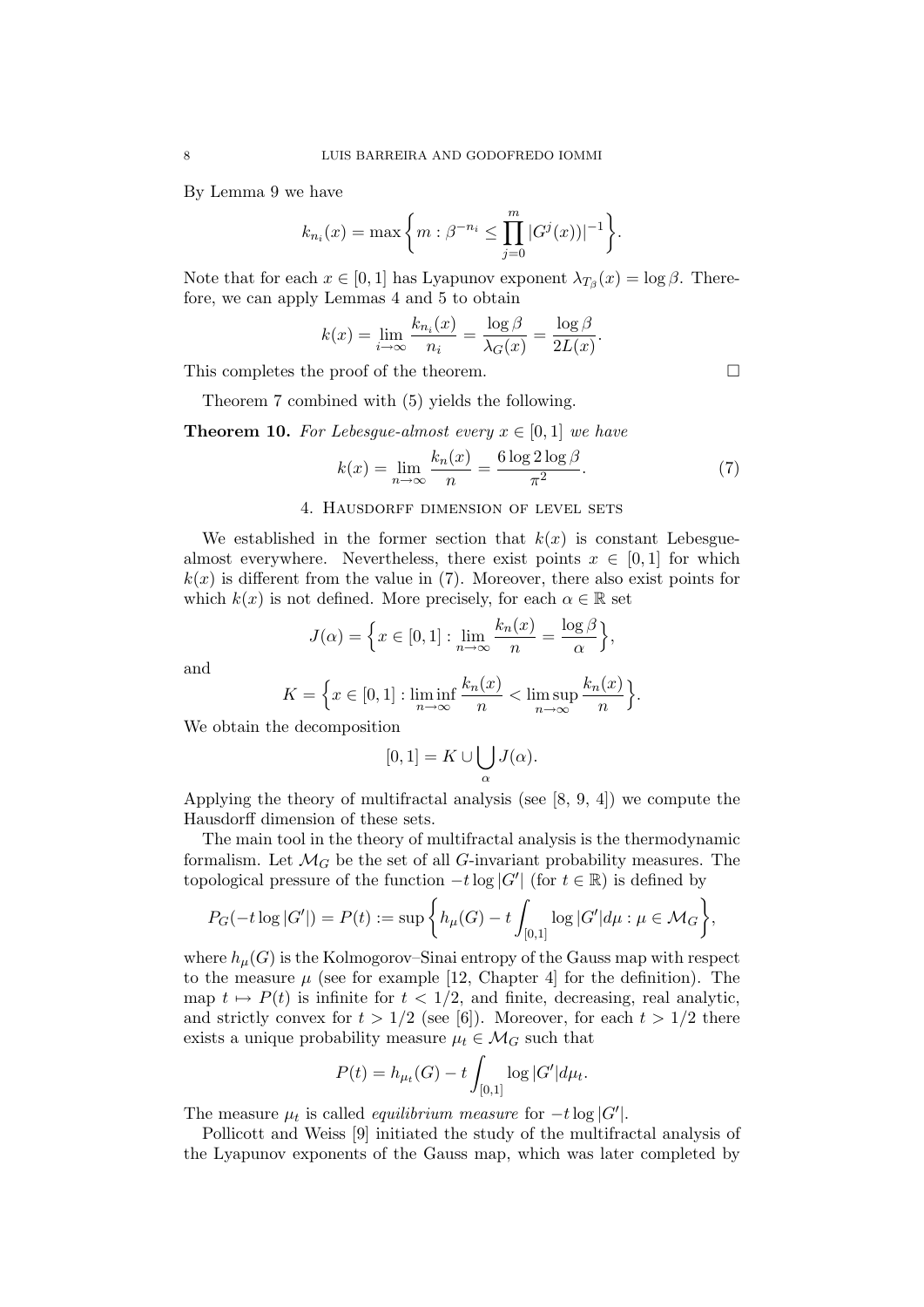By Lemma 9 we have

$$k_{n_i}(x) = \max\left\{m : \beta^{-n_i} \leq \prod_{j=0}^{m} |G^j(x))|^{-1}\right\}.$$

Note that for each $x \in [0,1]$ has Lyapunov exponent $\lambda_{T_\beta}(x) = \log \beta$. Therefore, we can apply Lemmas 4 and 5 to obtain

$$k(x) = \lim_{i\to\infty} \frac{k_{n_i}(x)}{n_i} = \frac{\log \beta}{\lambda_G(x)} = \frac{\log \beta}{2L(x)}.$$

This completes the proof of the theorem. □

Theorem 7 combined with (5) yields the following.

**Theorem 10.** *For Lebesgue-almost every $x \in [0,1]$ we have*

$$k(x) = \lim_{n\to\infty} \frac{k_n(x)}{n} = \frac{6 \log 2 \log \beta}{\pi^2}. \tag{7}$$

## 4. Hausdorff dimension of level sets

We established in the former section that $k(x)$ is constant Lebesgue-almost everywhere. Nevertheless, there exist points $x \in [0,1]$ for which $k(x)$ is different from the value in (7). Moreover, there also exist points for which $k(x)$ is not defined. More precisely, for each $\alpha \in \mathbb{R}$ set

$$J(\alpha) = \left\{x \in [0,1] : \lim_{n\to\infty} \frac{k_n(x)}{n} = \frac{\log \beta}{\alpha}\right\},$$

and

$$K = \left\{x \in [0,1] : \liminf_{n\to\infty} \frac{k_n(x)}{n} < \limsup_{n\to\infty} \frac{k_n(x)}{n}\right\}.$$

We obtain the decomposition

$$[0,1] = K \cup \bigcup_{\alpha} J(\alpha).$$

Applying the theory of multifractal analysis (see [8, 9, 4]) we compute the Hausdorff dimension of these sets.

The main tool in the theory of multifractal analysis is the thermodynamic formalism. Let $\mathcal{M}_G$ be the set of all $G$-invariant probability measures. The topological pressure of the function $-t \log |G'|$ (for $t \in \mathbb{R}$) is defined by

$$P_G(-t \log |G'|) = P(t) := \sup\left\{h_\mu(G) - t \int_{[0,1]} \log |G'| d\mu : \mu \in \mathcal{M}_G\right\},$$

where $h_\mu(G)$ is the Kolmogorov–Sinai entropy of the Gauss map with respect to the measure $\mu$ (see for example [12, Chapter 4] for the definition). The map $t \mapsto P(t)$ is infinite for $t < 1/2$, and finite, decreasing, real analytic, and strictly convex for $t > 1/2$ (see [6]). Moreover, for each $t > 1/2$ there exists a unique probability measure $\mu_t \in \mathcal{M}_G$ such that

$$P(t) = h_{\mu_t}(G) - t \int_{[0,1]} \log |G'| d\mu_t.$$

The measure $\mu_t$ is called *equilibrium measure* for $-t \log |G'|$.

Pollicott and Weiss [9] initiated the study of the multifractal analysis of the Lyapunov exponents of the Gauss map, which was later completed by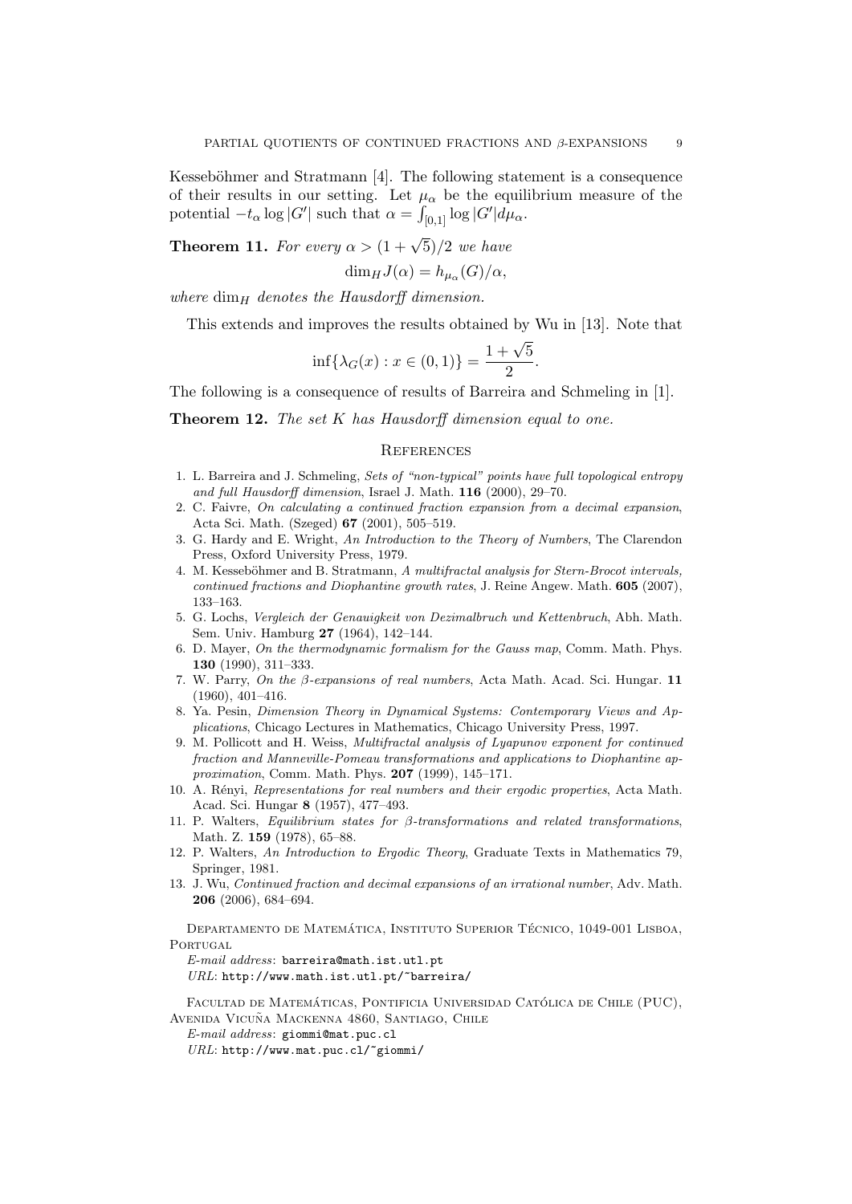Kesseböhmer and Stratmann [4]. The following statement is a consequence of their results in our setting. Let $\mu_\alpha$ be the equilibrium measure of the potential $-t_\alpha \log |G'|$ such that $\alpha = \int_{[0,1]} \log |G'| d\mu_\alpha$.

**Theorem 11.** *For every* $\alpha > (1+\sqrt{5})/2$ *we have*

$$\dim_H J(\alpha) = h_{\mu_\alpha}(G)/\alpha,$$

*where* $\dim_H$ *denotes the Hausdorff dimension.*

This extends and improves the results obtained by Wu in [13]. Note that

$$\inf\{\lambda_G(x) : x \in (0,1)\} = \frac{1+\sqrt{5}}{2}.$$

The following is a consequence of results of Barreira and Schmeling in [1].

**Theorem 12.** *The set* $K$ *has Hausdorff dimension equal to one.*

## References

1. L. Barreira and J. Schmeling, *Sets of "non-typical" points have full topological entropy and full Hausdorff dimension*, Israel J. Math. **116** (2000), 29–70.
2. C. Faivre, *On calculating a continued fraction expansion from a decimal expansion*, Acta Sci. Math. (Szeged) **67** (2001), 505–519.
3. G. Hardy and E. Wright, *An Introduction to the Theory of Numbers*, The Clarendon Press, Oxford University Press, 1979.
4. M. Kesseböhmer and B. Stratmann, *A multifractal analysis for Stern-Brocot intervals, continued fractions and Diophantine growth rates*, J. Reine Angew. Math. **605** (2007), 133–163.
5. G. Lochs, *Vergleich der Genauigkeit von Dezimalbruch und Kettenbruch*, Abh. Math. Sem. Univ. Hamburg **27** (1964), 142–144.
6. D. Mayer, *On the thermodynamic formalism for the Gauss map*, Comm. Math. Phys. **130** (1990), 311–333.
7. W. Parry, *On the β-expansions of real numbers*, Acta Math. Acad. Sci. Hungar. **11** (1960), 401–416.
8. Ya. Pesin, *Dimension Theory in Dynamical Systems: Contemporary Views and Applications*, Chicago Lectures in Mathematics, Chicago University Press, 1997.
9. M. Pollicott and H. Weiss, *Multifractal analysis of Lyapunov exponent for continued fraction and Manneville-Pomeau transformations and applications to Diophantine approximation*, Comm. Math. Phys. **207** (1999), 145–171.
10. A. Rényi, *Representations for real numbers and their ergodic properties*, Acta Math. Acad. Sci. Hungar **8** (1957), 477–493.
11. P. Walters, *Equilibrium states for β-transformations and related transformations*, Math. Z. **159** (1978), 65–88.
12. P. Walters, *An Introduction to Ergodic Theory*, Graduate Texts in Mathematics 79, Springer, 1981.
13. J. Wu, *Continued fraction and decimal expansions of an irrational number*, Adv. Math. **206** (2006), 684–694.

Departamento de Matemática, Instituto Superior Técnico, 1049-001 Lisboa, Portugal

*E-mail address*: barreira@math.ist.utl.pt

*URL*: http://www.math.ist.utl.pt/~barreira/

Facultad de Matemáticas, Pontificia Universidad Católica de Chile (PUC), Avenida Vicuña Mackenna 4860, Santiago, Chile

*E-mail address*: giommi@mat.puc.cl

*URL*: http://www.mat.puc.cl/~giommi/